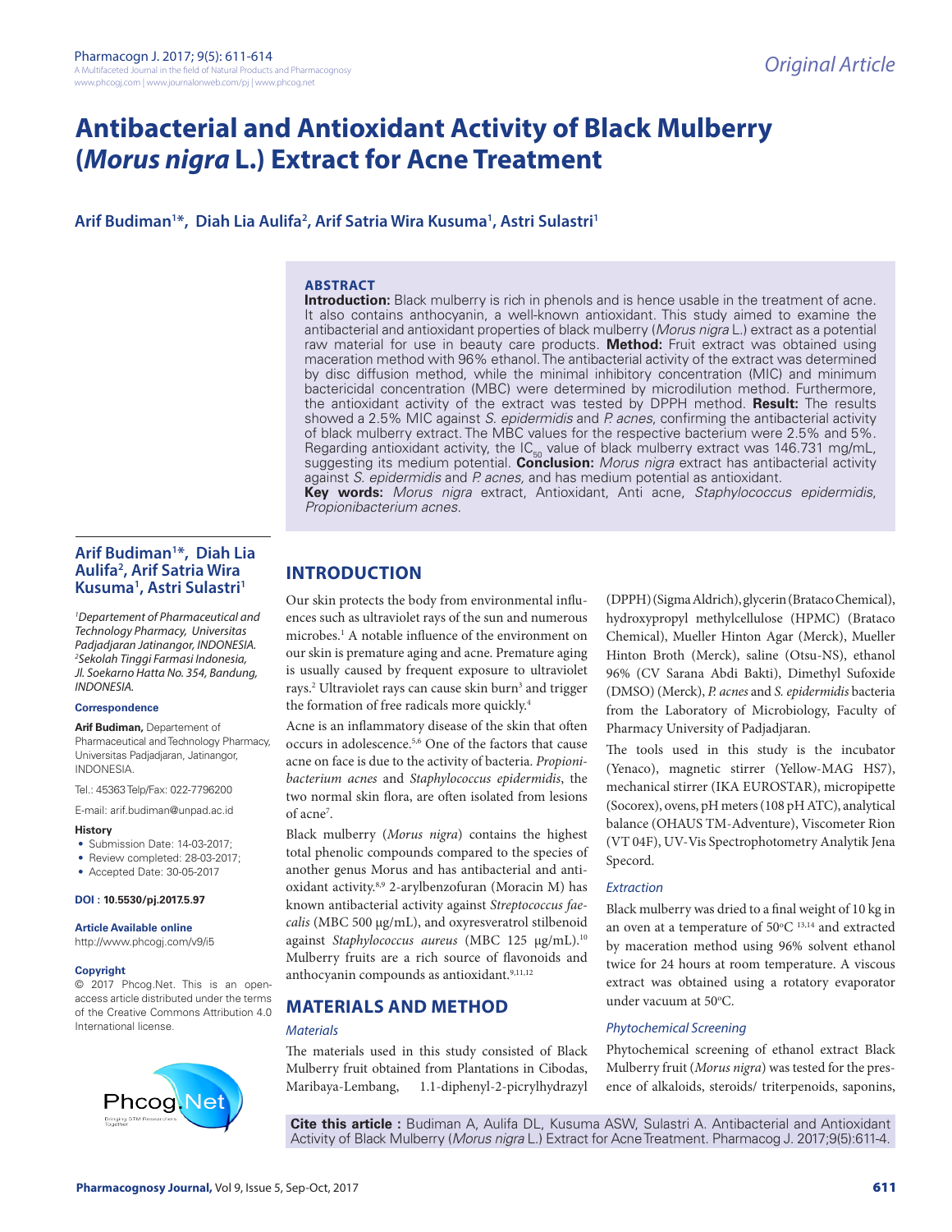# Antibacterial and Antioxidant Activity of Black Mulberry (*Morus nigra* L.) Extract for Acne Treatment

**Arif Budiman[1]\*, Diah Lia Aulifa[2], Arif Satria Wira Kusuma[1], Astri Sulastri[1]**

## ABSTRACT

**Introduction:** Black mulberry is rich in phenols and is hence usable in the treatment of acne. It also contains anthocyanin, a well-known antioxidant. This study aimed to examine the antibacterial and antioxidant properties of black mulberry (*Morus nigra* L.) extract as a potential raw material for use in beauty care products. **Method:** Fruit extract was obtained using maceration method with 96% ethanol. The antibacterial activity of the extract was determined by disc diffusion method, while the minimal inhibitory concentration (MIC) and minimum bactericidal concentration (MBC) were determined by microdilution method. Furthermore, the antioxidant activity of the extract was tested by DPPH method. **Result:** The results showed a 2.5% MIC against *S. epidermidis* and *P. acnes*, confirming the antibacterial activity of black mulberry extract. The MBC values for the respective bacterium were 2.5% and 5%. Regarding antioxidant activity, the $IC_{50}$ value of black mulberry extract was 146.731 mg/mL, suggesting its medium potential. **Conclusion:** *Morus nigra* extract has antibacterial activity against *S. epidermidis* and *P. acnes,* and has medium potential as antioxidant.

**Key words:** *Morus nigra* extract, Antioxidant, Anti acne, *Staphylococcus epidermidis*, *Propionibacterium acnes*.

**Arif Budiman[1]\*, Diah Lia Aulifa[2], Arif Satria Wira Kusuma[1], Astri Sulastri[1]**

[1]*Departement of Pharmaceutical and Technology Pharmacy, Universitas Padjadjaran Jatinangor, INDONESIA.*
[2]*Sekolah Tinggi Farmasi Indonesia, Jl. Soekarno Hatta No. 354, Bandung, INDONESIA.*

**Correspondence**

**Arif Budiman,** Departement of Pharmaceutical and Technology Pharmacy, Universitas Padjadjaran, Jatinangor, INDONESIA.

Tel.: 45363 Telp/Fax: 022-7796200

E-mail: arif.budiman@unpad.ac.id

**History**

- Submission Date: 14-03-2017;
- Review completed: 28-03-2017;
- Accepted Date: 30-05-2017

**DOI : 10.5530/pj.2017.5.97**

**Article Available online**

http://www.phcogj.com/v9/i5

**Copyright**

© 2017 Phcog.Net. This is an open-access article distributed under the terms of the Creative Commons Attribution 4.0 International license.

## INTRODUCTION

Our skin protects the body from environmental influences such as ultraviolet rays of the sun and numerous microbes.[1] A notable influence of the environment on our skin is premature aging and acne. Premature aging is usually caused by frequent exposure to ultraviolet rays.[2] Ultraviolet rays can cause skin burn[3] and trigger the formation of free radicals more quickly.[4]

Acne is an inflammatory disease of the skin that often occurs in adolescence.[5,6] One of the factors that cause acne on face is due to the activity of bacteria. *Propionibacterium acnes* and *Staphylococcus epidermidis*, the two normal skin flora, are often isolated from lesions of acne[7].

Black mulberry (*Morus nigra*) contains the highest total phenolic compounds compared to the species of another genus Morus and has antibacterial and antioxidant activity.[8,9] 2-arylbenzofuran (Moracin M) has known antibacterial activity against *Streptococcus faecalis* (MBC 500 μg/mL), and oxyresveratrol stilbenoid against *Staphylococcus aureus* (MBC 125 μg/mL).[10] Mulberry fruits are a rich source of flavonoids and anthocyanin compounds as antioxidant.[9,11,12]

## MATERIALS AND METHOD

### Materials

The materials used in this study consisted of Black Mulberry fruit obtained from Plantations in Cibodas, Maribaya-Lembang, 1.1-diphenyl-2-picrylhydrazyl (DPPH) (Sigma Aldrich), glycerin (Brataco Chemical), hydroxypropyl methylcellulose (HPMC) (Brataco Chemical), Mueller Hinton Agar (Merck), Mueller Hinton Broth (Merck), saline (Otsu-NS), ethanol 96% (CV Sarana Abdi Bakti), Dimethyl Sufoxide (DMSO) (Merck), *P. acnes* and *S. epidermidis* bacteria from the Laboratory of Microbiology, Faculty of Pharmacy University of Padjadjaran.

The tools used in this study is the incubator (Yenaco), magnetic stirrer (Yellow-MAG HS7), mechanical stirrer (IKA EUROSTAR), micropipette (Socorex), ovens, pH meters (108 pH ATC), analytical balance (OHAUS TM-Adventure), Viscometer Rion (VT 04F), UV-Vis Spectrophotometry Analytik Jena Specord.

### Extraction

Black mulberry was dried to a final weight of 10 kg in an oven at a temperature of 50°C [13,14] and extracted by maceration method using 96% solvent ethanol twice for 24 hours at room temperature. A viscous extract was obtained using a rotatory evaporator under vacuum at 50°C.

### Phytochemical Screening

Phytochemical screening of ethanol extract Black Mulberry fruit (*Morus nigra*) was tested for the presence of alkaloids, steroids/ triterpenoids, saponins,

**Cite this article :** Budiman A, Aulifa DL, Kusuma ASW, Sulastri A. Antibacterial and Antioxidant Activity of Black Mulberry (*Morus nigra* L.) Extract for Acne Treatment. Pharmacog J. 2017;9(5):611-4.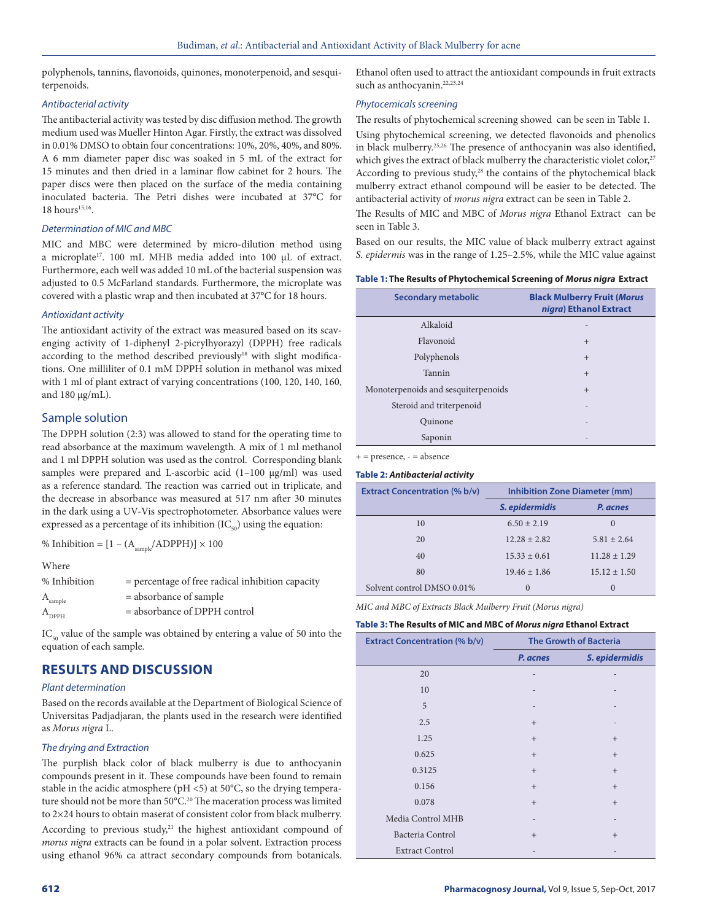polyphenols, tannins, flavonoids, quinones, monoterpenoid, and sesquiterpenoids.

### *Antibacterial activity*

The antibacterial activity was tested by disc diffusion method. The growth medium used was Mueller Hinton Agar. Firstly, the extract was dissolved in 0.01% DMSO to obtain four concentrations: 10%, 20%, 40%, and 80%. A 6 mm diameter paper disc was soaked in 5 mL of the extract for 15 minutes and then dried in a laminar flow cabinet for 2 hours. The paper discs were then placed on the surface of the media containing inoculated bacteria. The Petri dishes were incubated at 37°C for 18 hours[15,16].

### *Determination of MIC and MBC*

MIC and MBC were determined by micro-dilution method using a microplate[17]. 100 mL MHB media added into 100 μL of extract. Furthermore, each well was added 10 mL of the bacterial suspension was adjusted to 0.5 McFarland standards. Furthermore, the microplate was covered with a plastic wrap and then incubated at 37°C for 18 hours.

### *Antioxidant activity*

The antioxidant activity of the extract was measured based on its scavenging activity of 1-diphenyl 2-picrylhyorazyl (DPPH) free radicals according to the method described previously[18] with slight modifications. One milliliter of 0.1 mM DPPH solution in methanol was mixed with 1 ml of plant extract of varying concentrations (100, 120, 140, 160, and 180 μg/mL).

## Sample solution

The DPPH solution (2:3) was allowed to stand for the operating time to read absorbance at the maximum wavelength. A mix of 1 ml methanol and 1 ml DPPH solution was used as the control. Corresponding blank samples were prepared and L-ascorbic acid (1–100 μg/ml) was used as a reference standard. The reaction was carried out in triplicate, and the decrease in absorbance was measured at 517 nm after 30 minutes in the dark using a UV-Vis spectrophotometer. Absorbance values were expressed as a percentage of its inhibition ($IC_{50}$) using the equation:

$$\% \text{ Inhibition} = [1 - (A_{sample}/ADPPH)] \times 100$$

Where

% Inhibition = percentage of free radical inhibition capacity

$A_{sample}$ = absorbance of sample

$A_{DPPH}$ = absorbance of DPPH control

$IC_{50}$ value of the sample was obtained by entering a value of 50 into the equation of each sample.

## RESULTS AND DISCUSSION

### *Plant determination*

Based on the records available at the Department of Biological Science of Universitas Padjadjaran, the plants used in the research were identified as *Morus nigra* L.

### *The drying and Extraction*

The purplish black color of black mulberry is due to anthocyanin compounds present in it. These compounds have been found to remain stable in the acidic atmosphere (pH <5) at 50°C, so the drying temperature should not be more than 50°C.[20] The maceration process was limited to 2×24 hours to obtain maserat of consistent color from black mulberry.

According to previous study,[21] the highest antioxidant compound of *morus nigra* extracts can be found in a polar solvent. Extraction process using ethanol 96% ca attract secondary compounds from botanicals. Ethanol often used to attract the antioxidant compounds in fruit extracts such as anthocyanin.[22,23,24]

### *Phytocemicals screening*

The results of phytochemical screening showed can be seen in Table 1.

Using phytochemical screening, we detected flavonoids and phenolics in black mulberry.[25,26] The presence of anthocyanin was also identified, which gives the extract of black mulberry the characteristic violet color,[27] According to previous study,[28] the contains of the phytochemical black mulberry extract ethanol compound will be easier to be detected. The antibacterial activity of *morus nigra* extract can be seen in Table 2.

The Results of MIC and MBC of *Morus nigra* Ethanol Extract can be seen in Table 3.

Based on our results, the MIC value of black mulberry extract against *S. epidermis* was in the range of 1.25–2.5%, while the MIC value against

**Table 1: The Results of Phytochemical Screening of *Morus nigra* Extract**

| Secondary metabolic | Black Mulberry Fruit (*Morus nigra*) Ethanol Extract |
|---|---|
| Alkaloid | - |
| Flavonoid | + |
| Polyphenols | + |
| Tannin | + |
| Monoterpenoids and sesquiterpenoids | + |
| Steroid and triterpenoid | - |
| Quinone | - |
| Saponin | - |

+ = presence, - = absence

**Table 2: *Antibacterial activity***

| Extract Concentration (% b/v) | Inhibition Zone Diameter (mm) | |
|---|---|---|
| | *S. epidermidis* | *P. acnes* |
| 10 | 6.50 ± 2.19 | 0 |
| 20 | 12.28 ± 2.82 | 5.81 ± 2.64 |
| 40 | 15.33 ± 0.61 | 11.28 ± 1.29 |
| 80 | 19.46 ± 1.86 | 15.12 ± 1.50 |
| Solvent control DMSO 0.01% | 0 | 0 |

*MIC and MBC of Extracts Black Mulberry Fruit (Morus nigra)*

**Table 3: The Results of MIC and MBC of *Morus nigra* Ethanol Extract**

| Extract Concentration (% b/v) | The Growth of Bacteria | |
|---|---|---|
| | *P. acnes* | *S. epidermidis* |
| 20 | - | - |
| 10 | - | - |
| 5 | - | - |
| 2.5 | + | - |
| 1.25 | + | + |
| 0.625 | + | + |
| 0.3125 | + | + |
| 0.156 | + | + |
| 0.078 | + | + |
| Media Control MHB | - | - |
| Bacteria Control | + | + |
| Extract Control | - | - |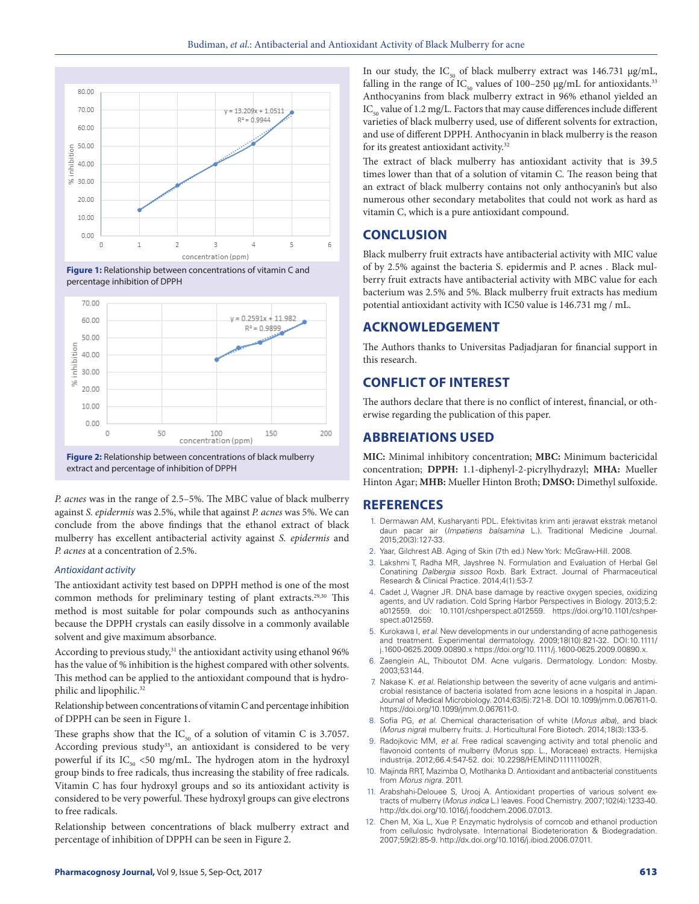**Figure 1:** Relationship between concentrations of vitamin C and percentage inhibition of DPPH

**Figure 2:** Relationship between concentrations of black mulberry extract and percentage of inhibition of DPPH

*P. acnes* was in the range of 2.5–5%. The MBC value of black mulberry against *S. epidermis* was 2.5%, while that against *P. acnes* was 5%. We can conclude from the above findings that the ethanol extract of black mulberry has excellent antibacterial activity against *S. epidermis* and *P. acnes* at a concentration of 2.5%.

### *Antioxidant activity*

The antioxidant activity test based on DPPH method is one of the most common methods for preliminary testing of plant extracts.[29,30] This method is most suitable for polar compounds such as anthocyanins because the DPPH crystals can easily dissolve in a commonly available solvent and give maximum absorbance.

According to previous study,[31] the antioxidant activity using ethanol 96% has the value of % inhibition is the highest compared with other solvents. This method can be applied to the antioxidant compound that is hydrophilic and lipophilic.[32]

Relationship between concentrations of vitamin C and percentage inhibition of DPPH can be seen in Figure 1.

These graphs show that the $IC_{50}$ of a solution of vitamin C is 3.7057. According previous study[33], an antioxidant is considered to be very powerful if its $IC_{50}$ <50 mg/mL. The hydrogen atom in the hydroxyl group binds to free radicals, thus increasing the stability of free radicals. Vitamin C has four hydroxyl groups and so its antioxidant activity is considered to be very powerful. These hydroxyl groups can give electrons to free radicals.

Relationship between concentrations of black mulberry extract and percentage of inhibition of DPPH can be seen in Figure 2.

In our study, the $IC_{50}$ of black mulberry extract was 146.731 μg/mL, falling in the range of $IC_{50}$ values of 100–250 μg/mL for antioxidants.[33] Anthocyanins from black mulberry extract in 96% ethanol yielded an $IC_{50}$ value of 1.2 mg/L. Factors that may cause differences include different varieties of black mulberry used, use of different solvents for extraction, and use of different DPPH. Anthocyanin in black mulberry is the reason for its greatest antioxidant activity.[32]

The extract of black mulberry has antioxidant activity that is 39.5 times lower than that of a solution of vitamin C. The reason being that an extract of black mulberry contains not only anthocyanin's but also numerous other secondary metabolites that could not work as hard as vitamin C, which is a pure antioxidant compound.

## CONCLUSION

Black mulberry fruit extracts have antibacterial activity with MIC value of by 2.5% against the bacteria S. epidermis and P. acnes . Black mulberry fruit extracts have antibacterial activity with MBC value for each bacterium was 2.5% and 5%. Black mulberry fruit extracts has medium potential antioxidant activity with IC50 value is 146.731 mg / mL.

## ACKNOWLEDGEMENT

The Authors thanks to Universitas Padjadjaran for financial support in this research.

## CONFLICT OF INTEREST

The authors declare that there is no conflict of interest, financial, or otherwise regarding the publication of this paper.

## ABBREIATIONS USED

**MIC:** Minimal inhibitory concentration; **MBC:** Minimum bactericidal concentration; **DPPH:** 1.1-diphenyl-2-picrylhydrazyl; **MHA:** Mueller Hinton Agar; **MHB:** Mueller Hinton Broth; **DMSO:** Dimethyl sulfoxide.

## REFERENCES

1. Dermawan AM, Kusharyanti PDL. Efektivitas krim anti jerawat ekstrak metanol daun pacar air (*Impatiens balsamina* L.). Traditional Medicine Journal. 2015;20(3):127-33.
2. Yaar, Gilchrest AB. Aging of Skin (7th ed.) New York: McGraw-Hill. 2008.
3. Lakshmi T, Radha MR, Jayshree N. Formulation and Evaluation of Herbal Gel Conatining *Dalbergia sissoo* Roxb. Bark Extract. Journal of Pharmaceutical Research & Clinical Practice. 2014;4(1):53-7.
4. Cadet J, Wagner JR. DNA base damage by reactive oxygen species, oxidizing agents, and UV radiation. Cold Spring Harbor Perspectives in Biology. 2013;5.2: a012559. doi: 10.1101/cshperspect.a012559. https://doi.org/10.1101/cshperspect.a012559.
5. Kurokawa I, *et al.* New developments in our understanding of acne pathogenesis and treatment. Experimental dermatology. 2009;18(10):821-32. DOI:10.1111/j.1600-0625.2009.00890.x https://doi.org/10.1111/j.1600-0625.2009.00890.x.
6. Zaenglein AL, Thiboutot DM. Acne vulgaris. Dermatology. London: Mosby. 2003;53144.
7. Nakase K. *et al.* Relationship between the severity of acne vulgaris and antimicrobial resistance of bacteria isolated from acne lesions in a hospital in Japan. Journal of Medical Microbiology. 2014;63(5):721-8. DOI 10.1099/jmm.0.067611-0. https://doi.org/10.1099/jmm.0.067611-0.
8. Sofia PG, *et al.* Chemical characterisation of white (*Morus alba*), and black (*Morus nigra*) mulberry fruits. J. Horticultural Fore Biotech. 2014;18(3):133-5.
9. Radojkovic MM, *et al.* Free radical scavenging activity and total phenolic and flavonoid contents of mulberry (Morus spp. L., Moraceae) extracts. Hemijska industrija. 2012;66.4:547-52. doi: 10.2298/HEMIND111111002R.
10. Majinda RRT, Mazimba O, Motlhanka D. Antioxidant and antibacterial constituents from *Morus nigra*. 2011.
11. Arabshahi-Delouee S, Urooj A. Antioxidant properties of various solvent extracts of mulberry (*Morus indica* L.) leaves. Food Chemistry. 2007;102(4):1233-40. http://dx.doi.org/10.1016/j.foodchem.2006.07.013.
12. Chen M, Xia L, Xue P. Enzymatic hydrolysis of corncob and ethanol production from cellulosic hydrolysate. International Biodeterioration & Biodegradation. 2007;59(2):85-9. http://dx.doi.org/10.1016/j.ibiod.2006.07.011.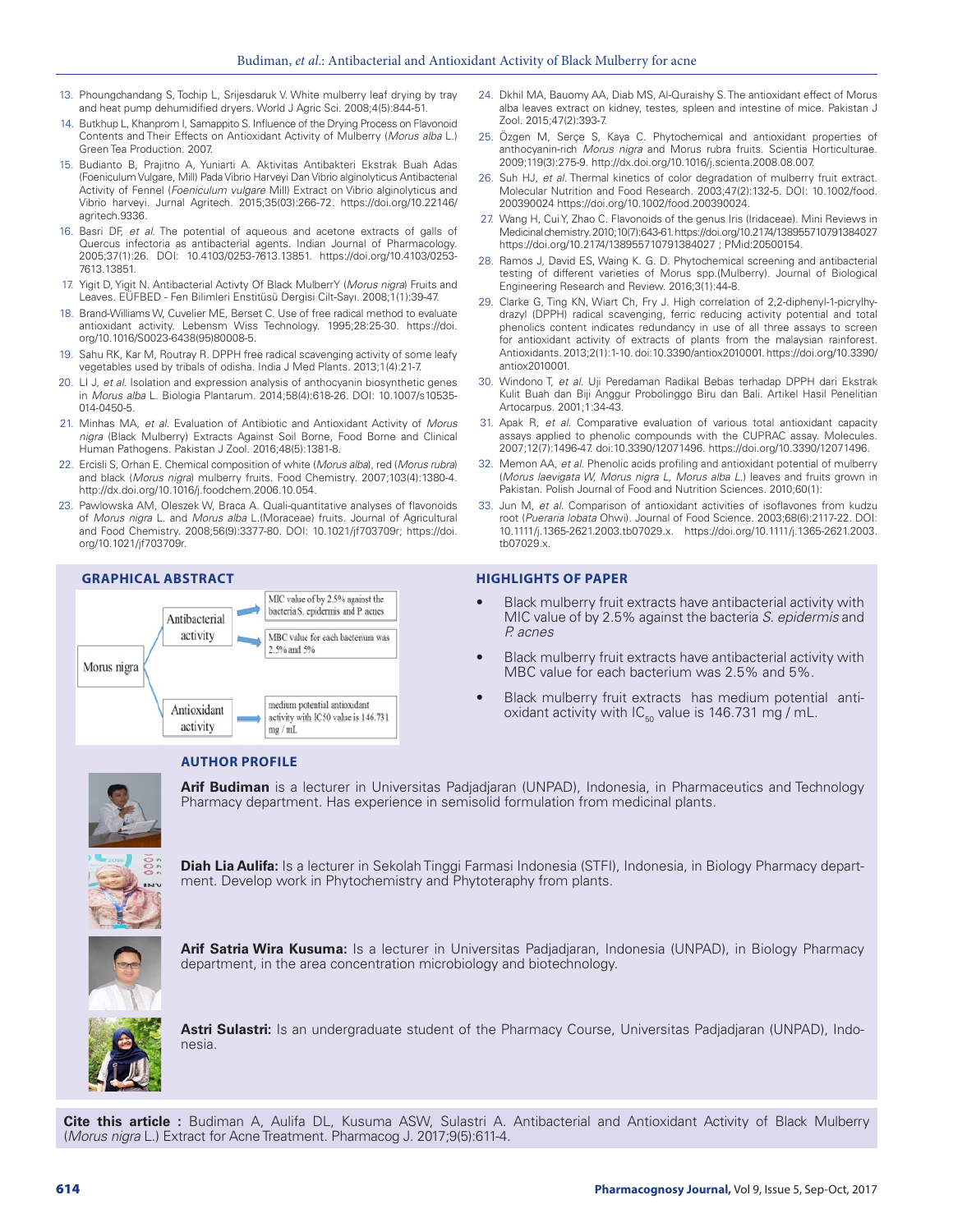13. Phoungchandang S, Tochip L, Srijesdaruk V. White mulberry leaf drying by tray and heat pump dehumidified dryers. World J Agric Sci. 2008;4(5):844-51.
14. Butkhup L, Khanprom I, Samappito S. Influence of the Drying Process on Flavonoid Contents and Their Effects on Antioxidant Activity of Mulberry (*Morus alba* L.) Green Tea Production. 2007.
15. Budianto B, Prajitno A, Yuniarti A. Aktivitas Antibakteri Ekstrak Buah Adas (Foeniculum Vulgare, Mill) Pada Vibrio Harveyi Dan Vibrio alginolyticus Antibacterial Activity of Fennel (*Foeniculum vulgare* Mill) Extract on Vibrio alginolyticus and Vibrio harveyi. Jurnal Agritech. 2015;35(03):266-72. https://doi.org/10.22146/agritech.9336.
16. Basri DF, *et al.* The potential of aqueous and acetone extracts of galls of Quercus infectoria as antibacterial agents. Indian Journal of Pharmacology. 2005;37(1):26. DOI: 10.4103/0253-7613.13851. https://doi.org/10.4103/0253-7613.13851.
17. Yigit D, Yigit N. Antibacterial Activty Of Black MulberrY (*Morus nigra*) Fruits and Leaves. EÜFBED - Fen Bilimleri Enstitüsü Dergisi Cilt-Sayı. 2008;1(1):39-47.
18. Brand-Williams W, Cuvelier ME, Berset C. Use of free radical method to evaluate antioxidant activity. Lebensm Wiss Technology. 1995;28:25-30. https://doi.org/10.1016/S0023-6438(95)80008-5.
19. Sahu RK, Kar M, Routray R. DPPH free radical scavenging activity of some leafy vegetables used by tribals of odisha. India J Med Plants. 2013;1(4):21-7.
20. LI J, *et al.* Isolation and expression analysis of anthocyanin biosynthetic genes in *Morus alba* L. Biologia Plantarum. 2014;58(4):618-26. DOI: 10.1007/s10535-014-0450-5.
21. Minhas MA, *et al.* Evaluation of Antibiotic and Antioxidant Activity of *Morus nigra* (Black Mulberry) Extracts Against Soil Borne, Food Borne and Clinical Human Pathogens. Pakistan J Zool. 2016;48(5):1381-8.
22. Ercisli S, Orhan E. Chemical composition of white (*Morus alba*), red (*Morus rubra*) and black (*Morus nigra*) mulberry fruits. Food Chemistry. 2007;103(4):1380-4. http://dx.doi.org/10.1016/j.foodchem.2006.10.054.
23. Pawlowska AM, Oleszek W, Braca A. Quali-quantitative analyses of flavonoids of *Morus nigra* L. and *Morus alba* L.(Moraceae) fruits. Journal of Agricultural and Food Chemistry. 2008;56(9):3377-80. DOI: 10.1021/jf703709r; https://doi.org/10.1021/jf703709r.
24. Dkhil MA, Bauomy AA, Diab MS, Al-Quraishy S. The antioxidant effect of Morus alba leaves extract on kidney, testes, spleen and intestine of mice. Pakistan J Zool. 2015;47(2):393-7.
25. Özgen M, Serçe S, Kaya C. Phytochemical and antioxidant properties of anthocyanin-rich *Morus nigra* and Morus rubra fruits. Scientia Horticulturae. 2009;119(3):275-9. http://dx.doi.org/10.1016/j.scienta.2008.08.007.
26. Suh HJ, *et al.* Thermal kinetics of color degradation of mulberry fruit extract. Molecular Nutrition and Food Research. 2003;47(2):132-5. DOI: 10.1002/food.200390024 https://doi.org/10.1002/food.200390024.
27. Wang H, Cui Y, Zhao C. Flavonoids of the genus Iris (Iridaceae). Mini Reviews in Medicinal chemistry. 2010;10(7):643-61. https://doi.org/10.2174/138955710791384027 https://doi.org/10.2174/138955710791384027 ; PMid:20500154.
28. Ramos J, David ES, Waing K. G. D. Phytochemical screening and antibacterial testing of different varieties of Morus spp.(Mulberry). Journal of Biological Engineering Research and Review. 2016;3(1):44-8.
29. Clarke G, Ting KN, Wiart Ch, Fry J. High correlation of 2,2-diphenyl-1-picrylhydrazyl (DPPH) radical scavenging, ferric reducing activity potential and total phenolics content indicates redundancy in use of all three assays to screen for antioxidant activity of extracts of plants from the malaysian rainforest. Antioxidants. 2013;2(1):1-10. doi:10.3390/antiox2010001. https://doi.org/10.3390/antiox2010001.
30. Windono T, *et al.* Uji Peredaman Radikal Bebas terhadap DPPH dari Ekstrak Kulit Buah dan Biji Anggur Probolinggo Biru dan Bali. Artikel Hasil Penelitian Artocarpus. 2001;1:34-43.
31. Apak R, *et al.* Comparative evaluation of various total antioxidant capacity assays applied to phenolic compounds with the CUPRAC assay. Molecules. 2007;12(7):1496-47. doi:10.3390/12071496. https://doi.org/10.3390/12071496.
32. Memon AA, *et al.* Phenolic acids profiling and antioxidant potential of mulberry (*Morus laevigata W, Morus nigra L, Morus alba L.*) leaves and fruits grown in Pakistan. Polish Journal of Food and Nutrition Sciences. 2010;60(1):
33. Jun M, *et al.* Comparison of antioxidant activities of isoflavones from kudzu root (*Pueraria lobata* Ohwi). Journal of Food Science. 2003;68(6):2117-22. DOI: 10.1111/j.1365-2621.2003.tb07029.x. https://doi.org/10.1111/j.1365-2621.2003.tb07029.x.

## GRAPHICAL ABSTRACT

Morus nigra

Antibacterial activity

MIC value of by 2.5% against the bacteria S. epidermis and P. acnes

MBC value for each bacterium was 2.5% and 5%

Antioxidant activity

medium potential antioxidant activity with IC50 value is 146.731 mg / mL

## HIGHLIGHTS OF PAPER

- Black mulberry fruit extracts have antibacterial activity with MIC value of by 2.5% against the bacteria *S. epidermis* and *P. acnes*
- Black mulberry fruit extracts have antibacterial activity with MBC value for each bacterium was 2.5% and 5%.
- Black mulberry fruit extracts has medium potential antioxidant activity with $IC_{50}$ value is 146.731 mg / mL.

## AUTHOR PROFILE

**Arif Budiman** is a lecturer in Universitas Padjadjaran (UNPAD), Indonesia, in Pharmaceutics and Technology Pharmacy department. Has experience in semisolid formulation from medicinal plants.

**Diah Lia Aulifa:** Is a lecturer in Sekolah Tinggi Farmasi Indonesia (STFI), Indonesia, in Biology Pharmacy department. Develop work in Phytochemistry and Phytoteraphy from plants.

**Arif Satria Wira Kusuma:** Is a lecturer in Universitas Padjadjaran, Indonesia (UNPAD), in Biology Pharmacy department, in the area concentration microbiology and biotechnology.

**Astri Sulastri:** Is an undergraduate student of the Pharmacy Course, Universitas Padjadjaran (UNPAD), Indonesia.

**Cite this article :** Budiman A, Aulifa DL, Kusuma ASW, Sulastri A. Antibacterial and Antioxidant Activity of Black Mulberry (*Morus nigra* L.) Extract for Acne Treatment. Pharmacog J. 2017;9(5):611-4.